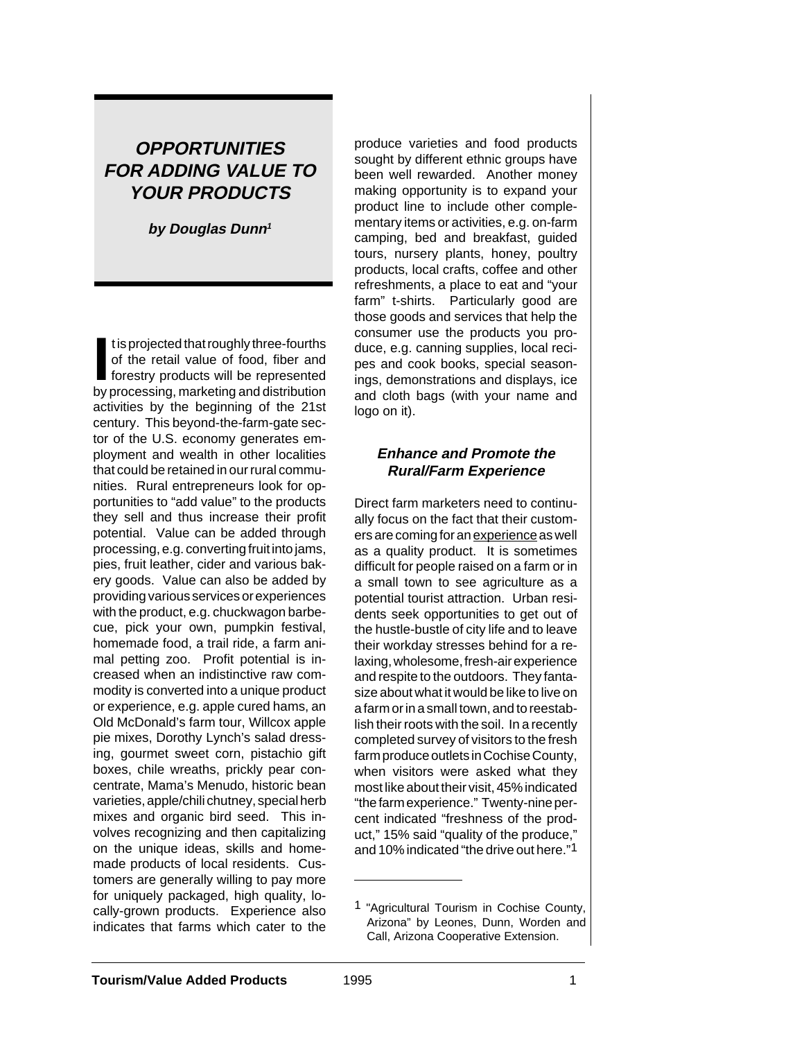# OPPORTUNITIES FOR ADDING VALUE TO YOUR PRODUCTS

***by Douglas Dunn[1]***

It is projected that roughly three-fourths of the retail value of food, fiber and forestry products will be represented by processing, marketing and distribution activities by the beginning of the 21st century. This beyond-the-farm-gate sector of the U.S. economy generates employment and wealth in other localities that could be retained in our rural communities. Rural entrepreneurs look for opportunities to "add value" to the products they sell and thus increase their profit potential. Value can be added through processing, e.g. converting fruit into jams, pies, fruit leather, cider and various bakery goods. Value can also be added by providing various services or experiences with the product, e.g. chuckwagon barbecue, pick your own, pumpkin festival, homemade food, a trail ride, a farm animal petting zoo. Profit potential is increased when an indistinctive raw commodity is converted into a unique product or experience, e.g. apple cured hams, an Old McDonald's farm tour, Willcox apple pie mixes, Dorothy Lynch's salad dressing, gourmet sweet corn, pistachio gift boxes, chile wreaths, prickly pear concentrate, Mama's Menudo, historic bean varieties, apple/chili chutney, special herb mixes and organic bird seed. This involves recognizing and then capitalizing on the unique ideas, skills and homemade products of local residents. Customers are generally willing to pay more for uniquely packaged, high quality, locally-grown products. Experience also indicates that farms which cater to the produce varieties and food products sought by different ethnic groups have been well rewarded. Another money making opportunity is to expand your product line to include other complementary items or activities, e.g. on-farm camping, bed and breakfast, guided tours, nursery plants, honey, poultry products, local crafts, coffee and other refreshments, a place to eat and "your farm" t-shirts. Particularly good are those goods and services that help the consumer use the products you produce, e.g. canning supplies, local recipes and cook books, special seasonings, demonstrations and displays, ice and cloth bags (with your name and logo on it).

### *Enhance and Promote the Rural/Farm Experience*

Direct farm marketers need to continually focus on the fact that their customers are coming for an <u>experience</u> as well as a quality product. It is sometimes difficult for people raised on a farm or in a small town to see agriculture as a potential tourist attraction. Urban residents seek opportunities to get out of the hustle-bustle of city life and to leave their workday stresses behind for a relaxing, wholesome, fresh-air experience and respite to the outdoors. They fantasize about what it would be like to live on a farm or in a small town, and to reestablish their roots with the soil. In a recently completed survey of visitors to the fresh farm produce outlets in Cochise County, when visitors were asked what they most like about their visit, 45% indicated "the farm experience." Twenty-nine percent indicated "freshness of the product," 15% said "quality of the produce," and 10% indicated "the drive out here."[1]

---

[1] "Agricultural Tourism in Cochise County, Arizona" by Leones, Dunn, Worden and Call, Arizona Cooperative Extension.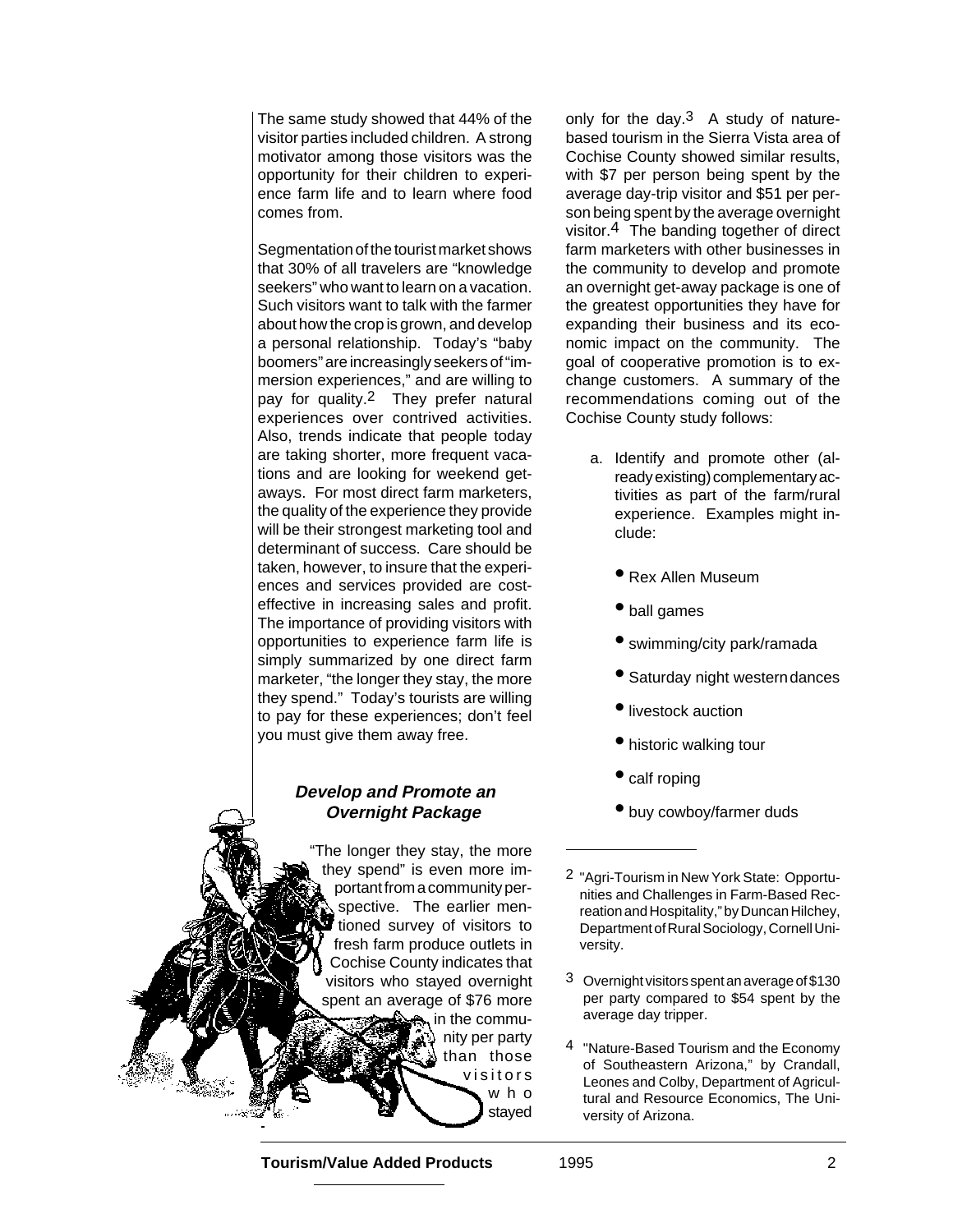The same study showed that 44% of the visitor parties included children. A strong motivator among those visitors was the opportunity for their children to experience farm life and to learn where food comes from.

Segmentation of the tourist market shows that 30% of all travelers are "knowledge seekers" who want to learn on a vacation. Such visitors want to talk with the farmer about how the crop is grown, and develop a personal relationship. Today's "baby boomers" are increasingly seekers of "immersion experiences," and are willing to pay for quality.[2] They prefer natural experiences over contrived activities. Also, trends indicate that people today are taking shorter, more frequent vacations and are looking for weekend getaways. For most direct farm marketers, the quality of the experience they provide will be their strongest marketing tool and determinant of success. Care should be taken, however, to insure that the experiences and services provided are cost-effective in increasing sales and profit. The importance of providing visitors with opportunities to experience farm life is simply summarized by one direct farm marketer, "the longer they stay, the more they spend." Today's tourists are willing to pay for these experiences; don't feel you must give them away free.

### ***Develop and Promote an Overnight Package***

"The longer they stay, the more they spend" is even more important from a community perspective. The earlier mentioned survey of visitors to fresh farm produce outlets in Cochise County indicates that visitors who stayed overnight spent an average of $76 more in the community per party than those visitors who stayed only for the day.[3] A study of nature-based tourism in the Sierra Vista area of Cochise County showed similar results, with $7 per person being spent by the average day-trip visitor and $51 per person being spent by the average overnight visitor.[4] The banding together of direct farm marketers with other businesses in the community to develop and promote an overnight get-away package is one of the greatest opportunities they have for expanding their business and its economic impact on the community. The goal of cooperative promotion is to exchange customers. A summary of the recommendations coming out of the Cochise County study follows:

a. Identify and promote other (already existing) complementary activities as part of the farm/rural experience. Examples might include:

- Rex Allen Museum
- ball games
- swimming/city park/ramada
- Saturday night western dances
- livestock auction
- historic walking tour
- calf roping
- buy cowboy/farmer duds

---

[2] "Agri-Tourism in New York State: Opportunities and Challenges in Farm-Based Recreation and Hospitality," by Duncan Hilchey, Department of Rural Sociology, Cornell University.

[3] Overnight visitors spent an average of $130 per party compared to $54 spent by the average day tripper.

[4] "Nature-Based Tourism and the Economy of Southeastern Arizona," by Crandall, Leones and Colby, Department of Agricultural and Resource Economics, The University of Arizona.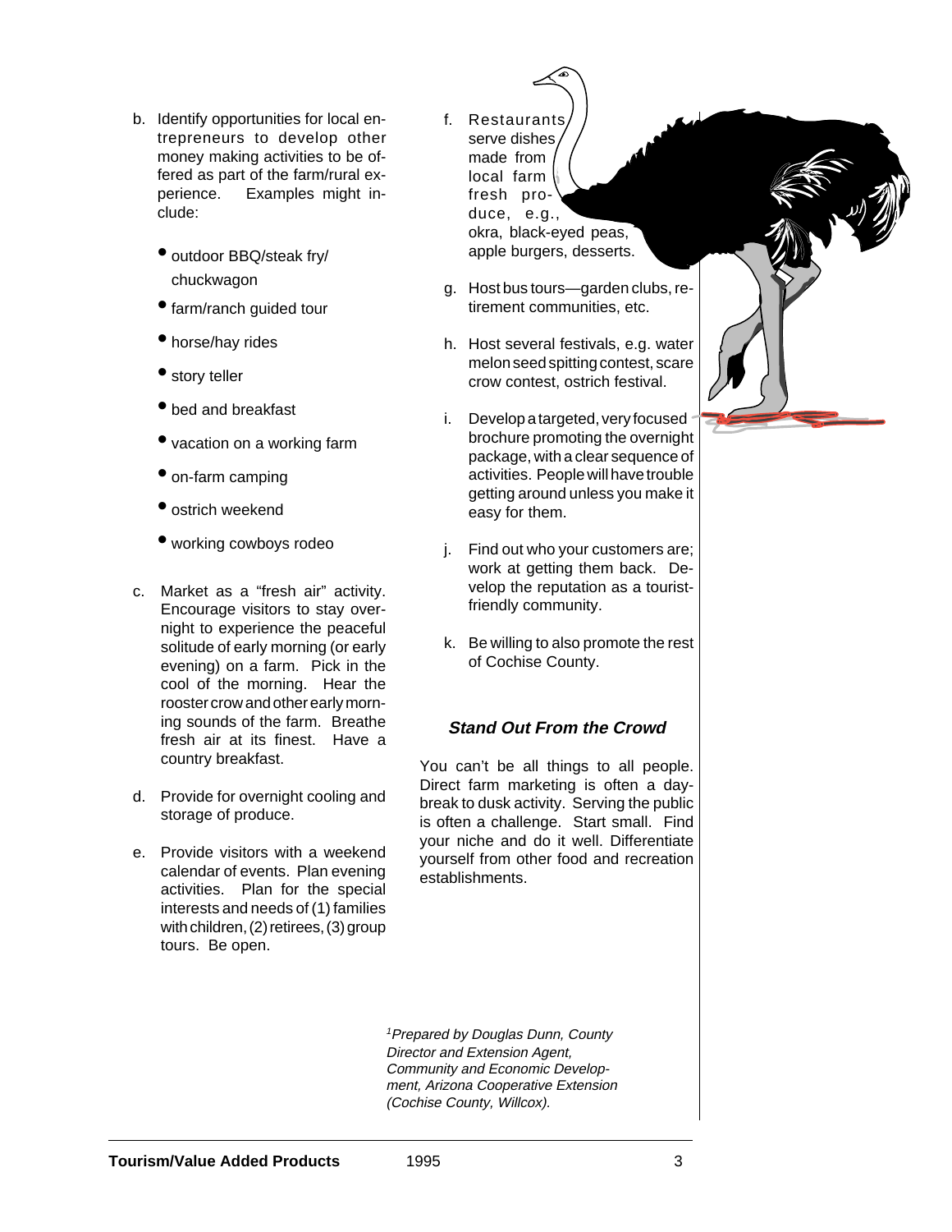b. Identify opportunities for local entrepreneurs to develop other money making activities to be offered as part of the farm/rural experience. Examples might include:

- outdoor BBQ/steak fry/ chuckwagon
- farm/ranch guided tour
- horse/hay rides
- story teller
- bed and breakfast
- vacation on a working farm
- on-farm camping
- ostrich weekend
- working cowboys rodeo

c. Market as a "fresh air" activity. Encourage visitors to stay overnight to experience the peaceful solitude of early morning (or early evening) on a farm. Pick in the cool of the morning. Hear the rooster crow and other early morning sounds of the farm. Breathe fresh air at its finest. Have a country breakfast.

d. Provide for overnight cooling and storage of produce.

e. Provide visitors with a weekend calendar of events. Plan evening activities. Plan for the special interests and needs of (1) families with children, (2) retirees, (3) group tours. Be open.

f. Restaurants serve dishes made from local farm fresh produce, e.g., okra, black-eyed peas, apple burgers, desserts.

g. Host bus tours—garden clubs, retirement communities, etc.

h. Host several festivals, e.g. water melon seed spitting contest, scare crow contest, ostrich festival.

i. Develop a targeted, very focused brochure promoting the overnight package, with a clear sequence of activities. People will have trouble getting around unless you make it easy for them.

j. Find out who your customers are; work at getting them back. Develop the reputation as a tourist-friendly community.

k. Be willing to also promote the rest of Cochise County.

### *Stand Out From the Crowd*

You can't be all things to all people. Direct farm marketing is often a daybreak to dusk activity. Serving the public is often a challenge. Start small. Find your niche and do it well. Differentiate yourself from other food and recreation establishments.

*[1]Prepared by Douglas Dunn, County Director and Extension Agent, Community and Economic Development, Arizona Cooperative Extension (Cochise County, Willcox).*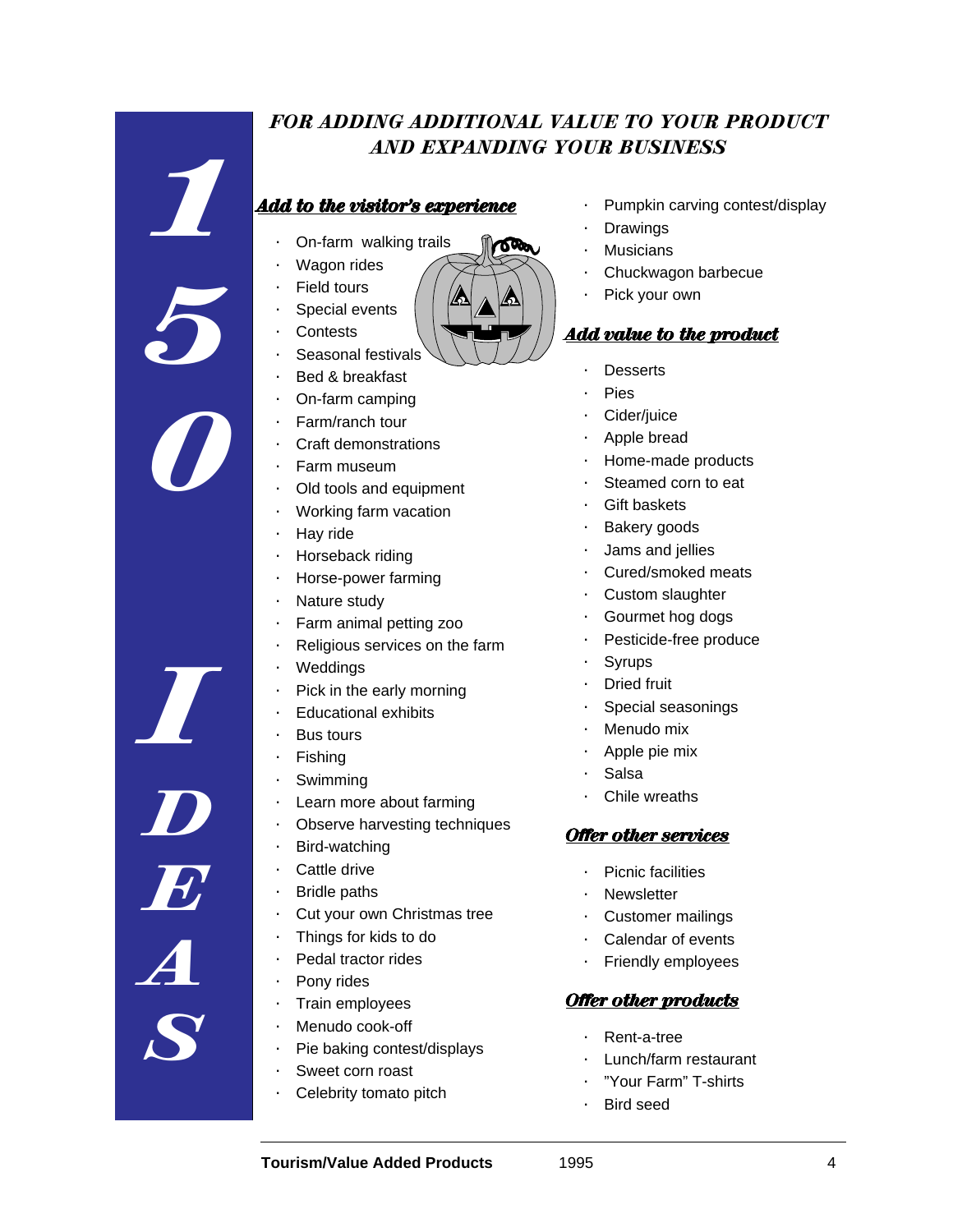# 150 IDEAS

## FOR ADDING ADDITIONAL VALUE TO YOUR PRODUCT AND EXPANDING YOUR BUSINESS

### Add to the visitor's experience

- On-farm walking trails
- Wagon rides
- Field tours
- Special events
- Contests
- Seasonal festivals
- Bed & breakfast
- On-farm camping
- Farm/ranch tour
- Craft demonstrations
- Farm museum
- Old tools and equipment
- Working farm vacation
- Hay ride
- Horseback riding
- Horse-power farming
- Nature study
- Farm animal petting zoo
- Religious services on the farm
- Weddings
- Pick in the early morning
- Educational exhibits
- Bus tours
- Fishing
- Swimming
- Learn more about farming
- Observe harvesting techniques
- Bird-watching
- Cattle drive
- Bridle paths
- Cut your own Christmas tree
- Things for kids to do
- Pedal tractor rides
- Pony rides
- Train employees
- Menudo cook-off
- Pie baking contest/displays
- Sweet corn roast
- Celebrity tomato pitch
- Pumpkin carving contest/display
- Drawings
- Musicians
- Chuckwagon barbecue
- Pick your own

### Add value to the product

- Desserts
- Pies
- Cider/juice
- Apple bread
- Home-made products
- Steamed corn to eat
- Gift baskets
- Bakery goods
- Jams and jellies
- Cured/smoked meats
- Custom slaughter
- Gourmet hog dogs
- Pesticide-free produce
- Syrups
- Dried fruit
- Special seasonings
- Menudo mix
- Apple pie mix
- Salsa
- Chile wreaths

### Offer other services

- Picnic facilities
- Newsletter
- Customer mailings
- Calendar of events
- Friendly employees

### Offer other products

- Rent-a-tree
- Lunch/farm restaurant
- "Your Farm" T-shirts
- Bird seed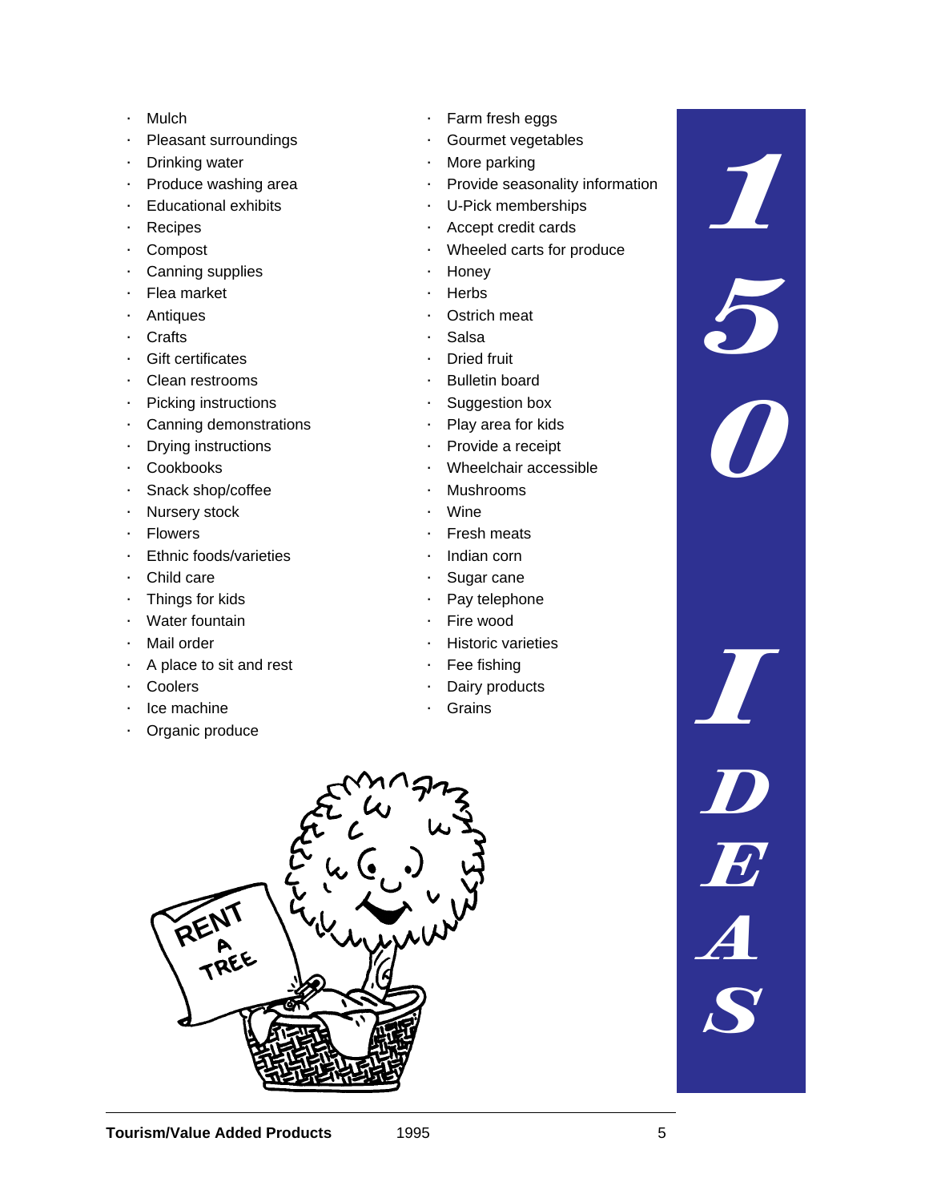# 150 IDEAS

- Mulch
- Pleasant surroundings
- Drinking water
- Produce washing area
- Educational exhibits
- Recipes
- Compost
- Canning supplies
- Flea market
- Antiques
- Crafts
- Gift certificates
- Clean restrooms
- Picking instructions
- Canning demonstrations
- Drying instructions
- Cookbooks
- Snack shop/coffee
- Nursery stock
- Flowers
- Ethnic foods/varieties
- Child care
- Things for kids
- Water fountain
- Mail order
- A place to sit and rest
- Coolers
- Ice machine
- Organic produce
- Farm fresh eggs
- Gourmet vegetables
- More parking
- Provide seasonality information
- U-Pick memberships
- Accept credit cards
- Wheeled carts for produce
- Honey
- Herbs
- Ostrich meat
- Salsa
- Dried fruit
- Bulletin board
- Suggestion box
- Play area for kids
- Provide a receipt
- Wheelchair accessible
- Mushrooms
- Wine
- Fresh meats
- Indian corn
- Sugar cane
- Pay telephone
- Fire wood
- Historic varieties
- Fee fishing
- Dairy products
- Grains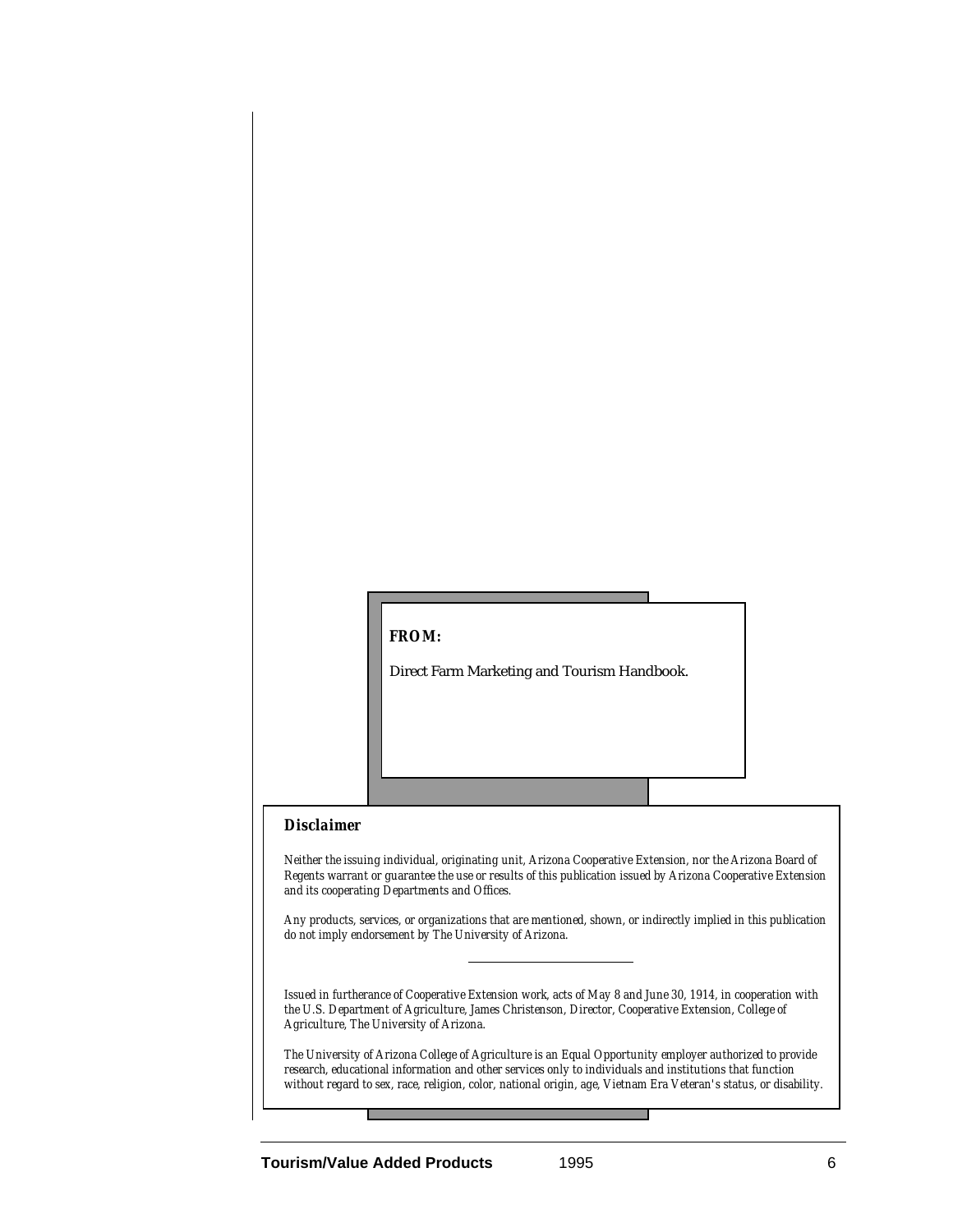***FROM:***

Direct Farm Marketing and Tourism Handbook.

***Disclaimer***

*Neither the issuing individual, originating unit, Arizona Cooperative Extension, nor the Arizona Board of Regents warrant or guarantee the use or results of this publication issued by Arizona Cooperative Extension and its cooperating Departments and Offices.*

*Any products, services, or organizations that are mentioned, shown, or indirectly implied in this publication do not imply endorsement by The University of Arizona.*

---

*Issued in furtherance of Cooperative Extension work, acts of May 8 and June 30, 1914, in cooperation with the U.S. Department of Agriculture, James Christenson, Director, Cooperative Extension, College of Agriculture, The University of Arizona.*

*The University of Arizona College of Agriculture is an Equal Opportunity employer authorized to provide research, educational information and other services only to individuals and institutions that function without regard to sex, race, religion, color, national origin, age, Vietnam Era Veteran's status, or disability.*